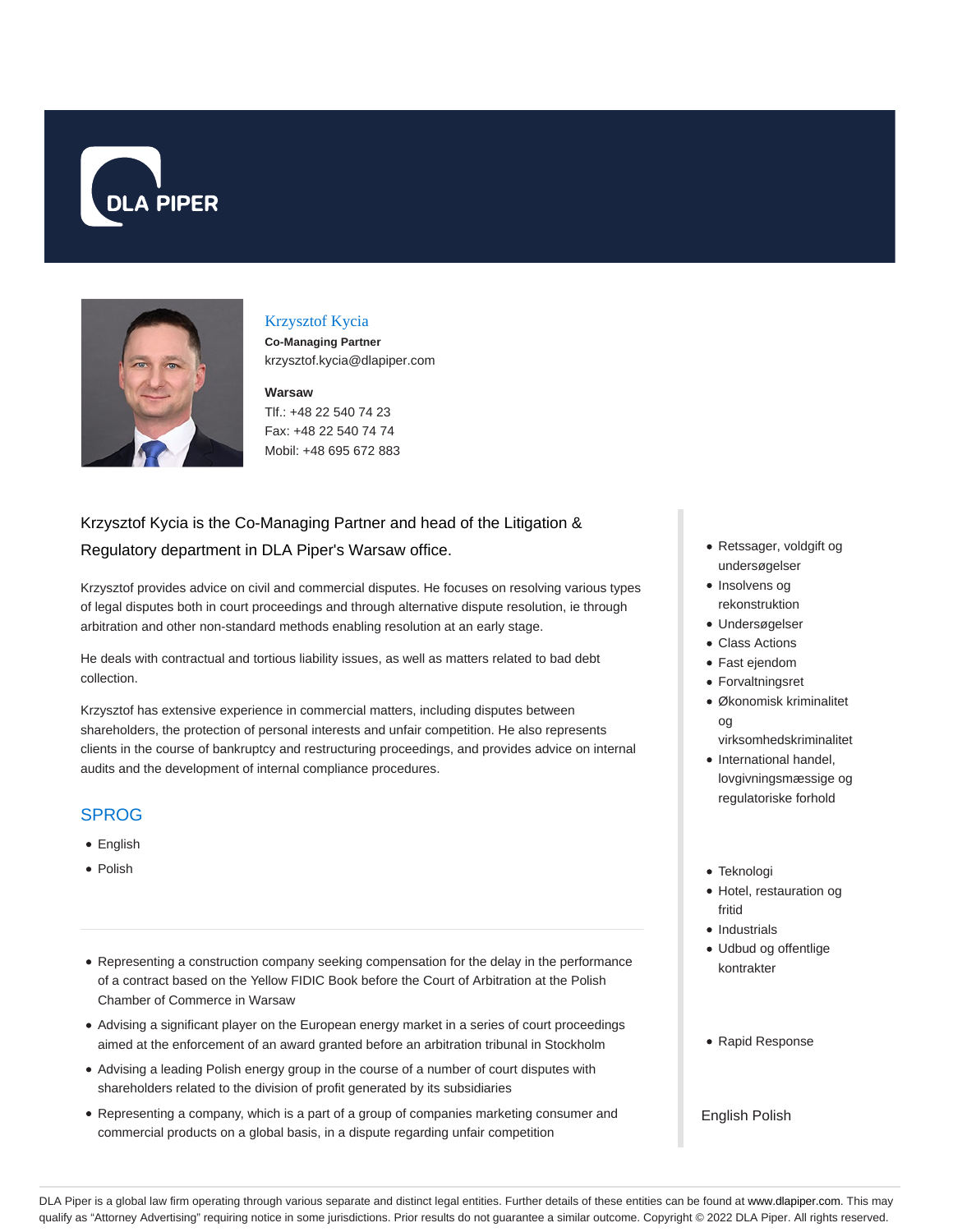# Krzysztof Kycia

**Co-Managing Partner**
krzysztof.kycia@dlapiper.com

**Warsaw**
Tlf.: +48 22 540 74 23
Fax: +48 22 540 74 74
Mobil: +48 695 672 883

Krzysztof Kycia is the Co-Managing Partner and head of the Litigation & Regulatory department in DLA Piper's Warsaw office.

Krzysztof provides advice on civil and commercial disputes. He focuses on resolving various types of legal disputes both in court proceedings and through alternative dispute resolution, ie through arbitration and other non-standard methods enabling resolution at an early stage.

He deals with contractual and tortious liability issues, as well as matters related to bad debt collection.

Krzysztof has extensive experience in commercial matters, including disputes between shareholders, the protection of personal interests and unfair competition. He also represents clients in the course of bankruptcy and restructuring proceedings, and provides advice on internal audits and the development of internal compliance procedures.

## SPROG

- English
- Polish

---

- Representing a construction company seeking compensation for the delay in the performance of a contract based on the Yellow FIDIC Book before the Court of Arbitration at the Polish Chamber of Commerce in Warsaw
- Advising a significant player on the European energy market in a series of court proceedings aimed at the enforcement of an award granted before an arbitration tribunal in Stockholm
- Advising a leading Polish energy group in the course of a number of court disputes with shareholders related to the division of profit generated by its subsidiaries
- Representing a company, which is a part of a group of companies marketing consumer and commercial products on a global basis, in a dispute regarding unfair competition

- Retssager, voldgift og undersøgelser
- Insolvens og rekonstruktion
- Undersøgelser
- Class Actions
- Fast ejendom
- Forvaltningsret
- Økonomisk kriminalitet og virksomhedskriminalitet
- International handel, lovgivningsmæssige og regulatoriske forhold

- Teknologi
- Hotel, restauration og fritid
- Industrials
- Udbud og offentlige kontrakter

- Rapid Response

English Polish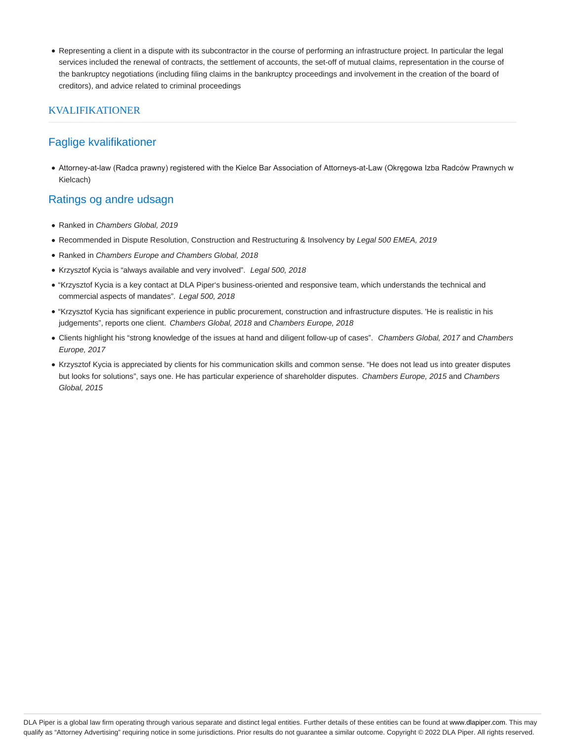- Representing a client in a dispute with its subcontractor in the course of performing an infrastructure project. In particular the legal services included the renewal of contracts, the settlement of accounts, the set-off of mutual claims, representation in the course of the bankruptcy negotiations (including filing claims in the bankruptcy proceedings and involvement in the creation of the board of creditors), and advice related to criminal proceedings

## KVALIFIKATIONER

### Faglige kvalifikationer

- Attorney-at-law (Radca prawny) registered with the Kielce Bar Association of Attorneys-at-Law (Okręgowa Izba Radców Prawnych w Kielcach)

### Ratings og andre udsagn

- Ranked in *Chambers Global, 2019*
- Recommended in Dispute Resolution, Construction and Restructuring & Insolvency by *Legal 500 EMEA, 2019*
- Ranked in *Chambers Europe and Chambers Global, 2018*
- Krzysztof Kycia is "always available and very involved". *Legal 500, 2018*
- "Krzysztof Kycia is a key contact at DLA Piper's business-oriented and responsive team, which understands the technical and commercial aspects of mandates". *Legal 500, 2018*
- "Krzysztof Kycia has significant experience in public procurement, construction and infrastructure disputes. 'He is realistic in his judgements", reports one client. *Chambers Global, 2018* and *Chambers Europe, 2018*
- Clients highlight his "strong knowledge of the issues at hand and diligent follow-up of cases". *Chambers Global, 2017* and *Chambers Europe, 2017*
- Krzysztof Kycia is appreciated by clients for his communication skills and common sense. "He does not lead us into greater disputes but looks for solutions", says one. He has particular experience of shareholder disputes. *Chambers Europe, 2015* and *Chambers Global, 2015*

DLA Piper is a global law firm operating through various separate and distinct legal entities. Further details of these entities can be found at www.dlapiper.com. This may qualify as "Attorney Advertising" requiring notice in some jurisdictions. Prior results do not guarantee a similar outcome. Copyright © 2022 DLA Piper. All rights reserved.